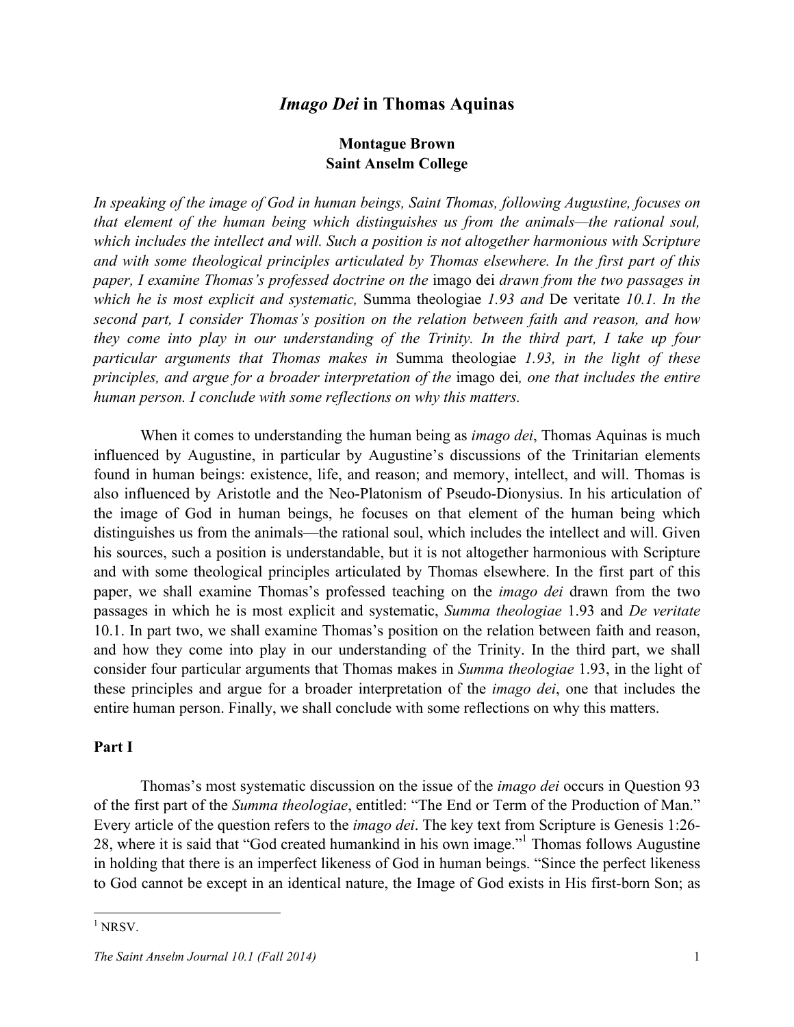# *Imago Dei* in Thomas Aquinas

**Montague Brown**
**Saint Anselm College**

*In speaking of the image of God in human beings, Saint Thomas, following Augustine, focuses on that element of the human being which distinguishes us from the animals—the rational soul, which includes the intellect and will. Such a position is not altogether harmonious with Scripture and with some theological principles articulated by Thomas elsewhere. In the first part of this paper, I examine Thomas's professed doctrine on the* imago dei *drawn from the two passages in which he is most explicit and systematic,* Summa theologiae *1.93 and* De veritate *10.1. In the second part, I consider Thomas's position on the relation between faith and reason, and how they come into play in our understanding of the Trinity. In the third part, I take up four particular arguments that Thomas makes in* Summa theologiae *1.93, in the light of these principles, and argue for a broader interpretation of the* imago dei*, one that includes the entire human person. I conclude with some reflections on why this matters.*

When it comes to understanding the human being as *imago dei*, Thomas Aquinas is much influenced by Augustine, in particular by Augustine's discussions of the Trinitarian elements found in human beings: existence, life, and reason; and memory, intellect, and will. Thomas is also influenced by Aristotle and the Neo-Platonism of Pseudo-Dionysius. In his articulation of the image of God in human beings, he focuses on that element of the human being which distinguishes us from the animals—the rational soul, which includes the intellect and will. Given his sources, such a position is understandable, but it is not altogether harmonious with Scripture and with some theological principles articulated by Thomas elsewhere. In the first part of this paper, we shall examine Thomas's professed teaching on the *imago dei* drawn from the two passages in which he is most explicit and systematic, *Summa theologiae* 1.93 and *De veritate* 10.1. In part two, we shall examine Thomas's position on the relation between faith and reason, and how they come into play in our understanding of the Trinity. In the third part, we shall consider four particular arguments that Thomas makes in *Summa theologiae* 1.93, in the light of these principles and argue for a broader interpretation of the *imago dei*, one that includes the entire human person. Finally, we shall conclude with some reflections on why this matters.

## Part I

Thomas's most systematic discussion on the issue of the *imago dei* occurs in Question 93 of the first part of the *Summa theologiae*, entitled: "The End or Term of the Production of Man." Every article of the question refers to the *imago dei*. The key text from Scripture is Genesis 1:26-28, where it is said that "God created humankind in his own image."[1] Thomas follows Augustine in holding that there is an imperfect likeness of God in human beings. "Since the perfect likeness to God cannot be except in an identical nature, the Image of God exists in His first-born Son; as

[1] NRSV.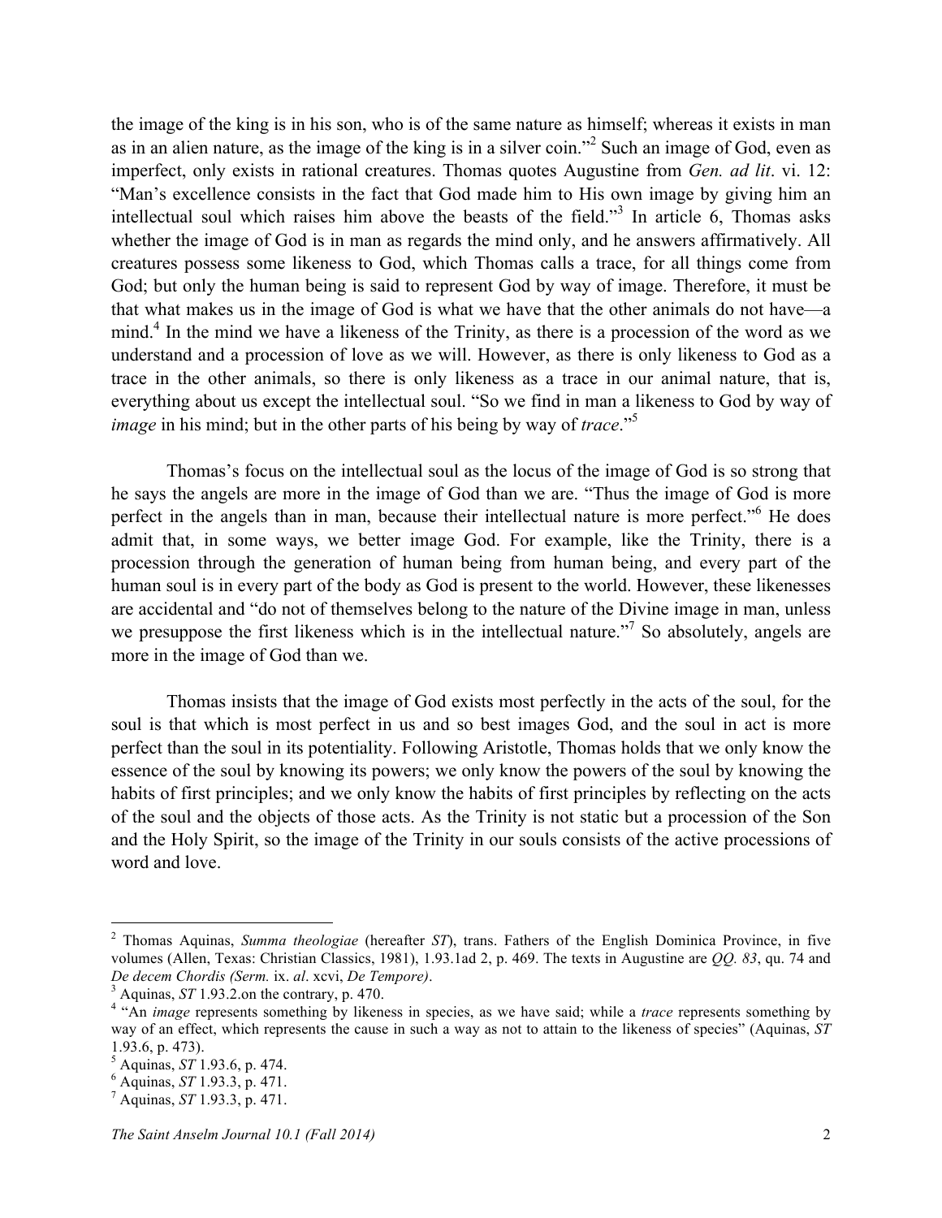the image of the king is in his son, who is of the same nature as himself; whereas it exists in man as in an alien nature, as the image of the king is in a silver coin."[2] Such an image of God, even as imperfect, only exists in rational creatures. Thomas quotes Augustine from *Gen. ad lit*. vi. 12: "Man's excellence consists in the fact that God made him to His own image by giving him an intellectual soul which raises him above the beasts of the field."[3] In article 6, Thomas asks whether the image of God is in man as regards the mind only, and he answers affirmatively. All creatures possess some likeness to God, which Thomas calls a trace, for all things come from God; but only the human being is said to represent God by way of image. Therefore, it must be that what makes us in the image of God is what we have that the other animals do not have—a mind.[4] In the mind we have a likeness of the Trinity, as there is a procession of the word as we understand and a procession of love as we will. However, as there is only likeness to God as a trace in the other animals, so there is only likeness as a trace in our animal nature, that is, everything about us except the intellectual soul. "So we find in man a likeness to God by way of *image* in his mind; but in the other parts of his being by way of *trace*."[5]

Thomas's focus on the intellectual soul as the locus of the image of God is so strong that he says the angels are more in the image of God than we are. "Thus the image of God is more perfect in the angels than in man, because their intellectual nature is more perfect."[6] He does admit that, in some ways, we better image God. For example, like the Trinity, there is a procession through the generation of human being from human being, and every part of the human soul is in every part of the body as God is present to the world. However, these likenesses are accidental and "do not of themselves belong to the nature of the Divine image in man, unless we presuppose the first likeness which is in the intellectual nature."[7] So absolutely, angels are more in the image of God than we.

Thomas insists that the image of God exists most perfectly in the acts of the soul, for the soul is that which is most perfect in us and so best images God, and the soul in act is more perfect than the soul in its potentiality. Following Aristotle, Thomas holds that we only know the essence of the soul by knowing its powers; we only know the powers of the soul by knowing the habits of first principles; and we only know the habits of first principles by reflecting on the acts of the soul and the objects of those acts. As the Trinity is not static but a procession of the Son and the Holy Spirit, so the image of the Trinity in our souls consists of the active processions of word and love.

---

[2] Thomas Aquinas, *Summa theologiae* (hereafter *ST*), trans. Fathers of the English Dominica Province, in five volumes (Allen, Texas: Christian Classics, 1981), 1.93.1ad 2, p. 469. The texts in Augustine are *QQ. 83*, qu. 74 and *De decem Chordis (Serm.* ix. *al*. xcvi, *De Tempore)*.

[3] Aquinas, *ST* 1.93.2.on the contrary, p. 470.

[4] "An *image* represents something by likeness in species, as we have said; while a *trace* represents something by way of an effect, which represents the cause in such a way as not to attain to the likeness of species" (Aquinas, *ST* 1.93.6, p. 473).

[5] Aquinas, *ST* 1.93.6, p. 474.

[6] Aquinas, *ST* 1.93.3, p. 471.

[7] Aquinas, *ST* 1.93.3, p. 471.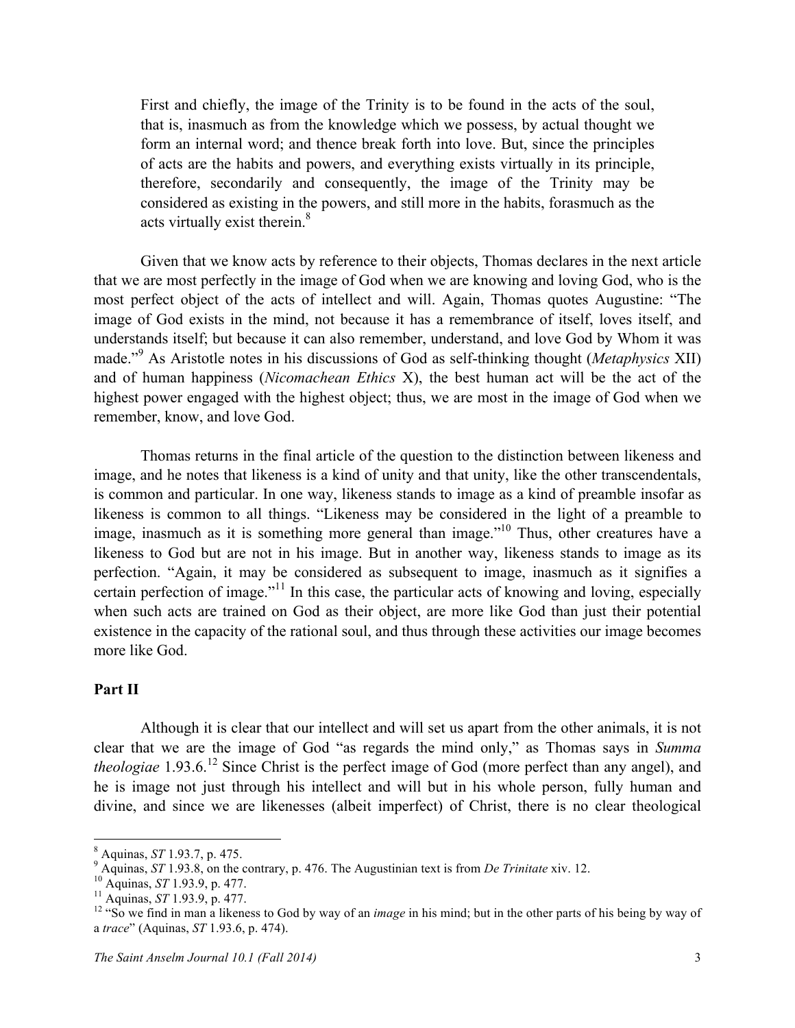> First and chiefly, the image of the Trinity is to be found in the acts of the soul, that is, inasmuch as from the knowledge which we possess, by actual thought we form an internal word; and thence break forth into love. But, since the principles of acts are the habits and powers, and everything exists virtually in its principle, therefore, secondarily and consequently, the image of the Trinity may be considered as existing in the powers, and still more in the habits, forasmuch as the acts virtually exist therein.[8]

Given that we know acts by reference to their objects, Thomas declares in the next article that we are most perfectly in the image of God when we are knowing and loving God, who is the most perfect object of the acts of intellect and will. Again, Thomas quotes Augustine: "The image of God exists in the mind, not because it has a remembrance of itself, loves itself, and understands itself; but because it can also remember, understand, and love God by Whom it was made."[9] As Aristotle notes in his discussions of God as self-thinking thought (*Metaphysics* XII) and of human happiness (*Nicomachean Ethics* X), the best human act will be the act of the highest power engaged with the highest object; thus, we are most in the image of God when we remember, know, and love God.

Thomas returns in the final article of the question to the distinction between likeness and image, and he notes that likeness is a kind of unity and that unity, like the other transcendentals, is common and particular. In one way, likeness stands to image as a kind of preamble insofar as likeness is common to all things. "Likeness may be considered in the light of a preamble to image, inasmuch as it is something more general than image."[10] Thus, other creatures have a likeness to God but are not in his image. But in another way, likeness stands to image as its perfection. "Again, it may be considered as subsequent to image, inasmuch as it signifies a certain perfection of image."[11] In this case, the particular acts of knowing and loving, especially when such acts are trained on God as their object, are more like God than just their potential existence in the capacity of the rational soul, and thus through these activities our image becomes more like God.

## Part II

Although it is clear that our intellect and will set us apart from the other animals, it is not clear that we are the image of God "as regards the mind only," as Thomas says in *Summa theologiae* 1.93.6.[12] Since Christ is the perfect image of God (more perfect than any angel), and he is image not just through his intellect and will but in his whole person, fully human and divine, and since we are likenesses (albeit imperfect) of Christ, there is no clear theological

---

[8] Aquinas, *ST* 1.93.7, p. 475.

[9] Aquinas, *ST* 1.93.8, on the contrary, p. 476. The Augustinian text is from *De Trinitate* xiv. 12.

[10] Aquinas, *ST* 1.93.9, p. 477.

[11] Aquinas, *ST* 1.93.9, p. 477.

[12] "So we find in man a likeness to God by way of an *image* in his mind; but in the other parts of his being by way of a *trace*" (Aquinas, *ST* 1.93.6, p. 474).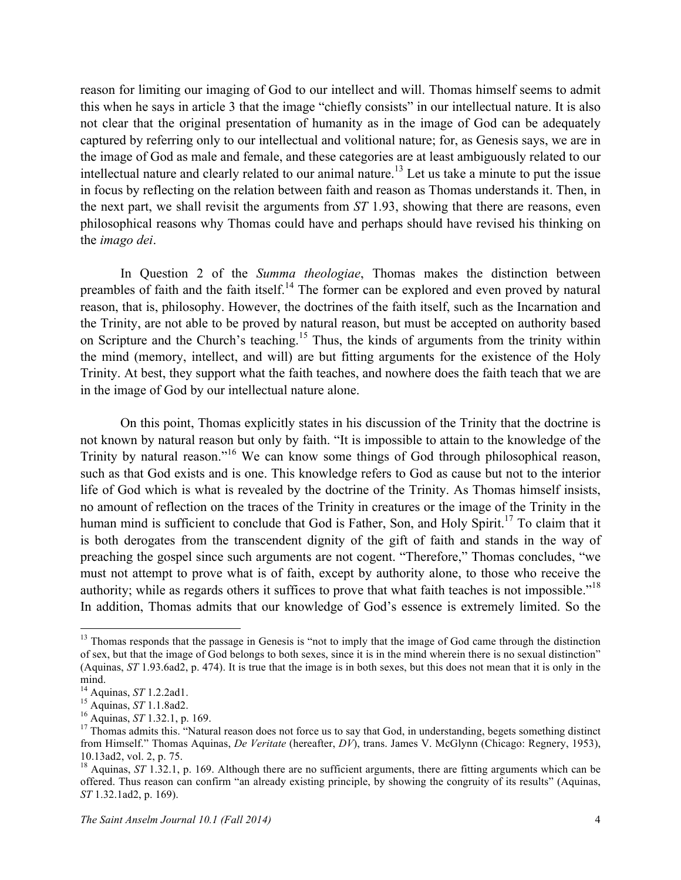reason for limiting our imaging of God to our intellect and will. Thomas himself seems to admit this when he says in article 3 that the image "chiefly consists" in our intellectual nature. It is also not clear that the original presentation of humanity as in the image of God can be adequately captured by referring only to our intellectual and volitional nature; for, as Genesis says, we are in the image of God as male and female, and these categories are at least ambiguously related to our intellectual nature and clearly related to our animal nature.[13] Let us take a minute to put the issue in focus by reflecting on the relation between faith and reason as Thomas understands it. Then, in the next part, we shall revisit the arguments from *ST* 1.93, showing that there are reasons, even philosophical reasons why Thomas could have and perhaps should have revised his thinking on the *imago dei*.

In Question 2 of the *Summa theologiae*, Thomas makes the distinction between preambles of faith and the faith itself.[14] The former can be explored and even proved by natural reason, that is, philosophy. However, the doctrines of the faith itself, such as the Incarnation and the Trinity, are not able to be proved by natural reason, but must be accepted on authority based on Scripture and the Church's teaching.[15] Thus, the kinds of arguments from the trinity within the mind (memory, intellect, and will) are but fitting arguments for the existence of the Holy Trinity. At best, they support what the faith teaches, and nowhere does the faith teach that we are in the image of God by our intellectual nature alone.

On this point, Thomas explicitly states in his discussion of the Trinity that the doctrine is not known by natural reason but only by faith. "It is impossible to attain to the knowledge of the Trinity by natural reason."[16] We can know some things of God through philosophical reason, such as that God exists and is one. This knowledge refers to God as cause but not to the interior life of God which is what is revealed by the doctrine of the Trinity. As Thomas himself insists, no amount of reflection on the traces of the Trinity in creatures or the image of the Trinity in the human mind is sufficient to conclude that God is Father, Son, and Holy Spirit.[17] To claim that it is both derogates from the transcendent dignity of the gift of faith and stands in the way of preaching the gospel since such arguments are not cogent. "Therefore," Thomas concludes, "we must not attempt to prove what is of faith, except by authority alone, to those who receive the authority; while as regards others it suffices to prove that what faith teaches is not impossible."[18] In addition, Thomas admits that our knowledge of God's essence is extremely limited. So the

---

[13] Thomas responds that the passage in Genesis is "not to imply that the image of God came through the distinction of sex, but that the image of God belongs to both sexes, since it is in the mind wherein there is no sexual distinction" (Aquinas, *ST* 1.93.6ad2, p. 474). It is true that the image is in both sexes, but this does not mean that it is only in the mind.

[14] Aquinas, *ST* 1.2.2ad1.

[15] Aquinas, *ST* 1.1.8ad2.

[16] Aquinas, *ST* 1.32.1, p. 169.

[17] Thomas admits this. "Natural reason does not force us to say that God, in understanding, begets something distinct from Himself." Thomas Aquinas, *De Veritate* (hereafter, *DV*), trans. James V. McGlynn (Chicago: Regnery, 1953), 10.13ad2, vol. 2, p. 75.

[18] Aquinas, *ST* 1.32.1, p. 169. Although there are no sufficient arguments, there are fitting arguments which can be offered. Thus reason can confirm "an already existing principle, by showing the congruity of its results" (Aquinas, *ST* 1.32.1ad2, p. 169).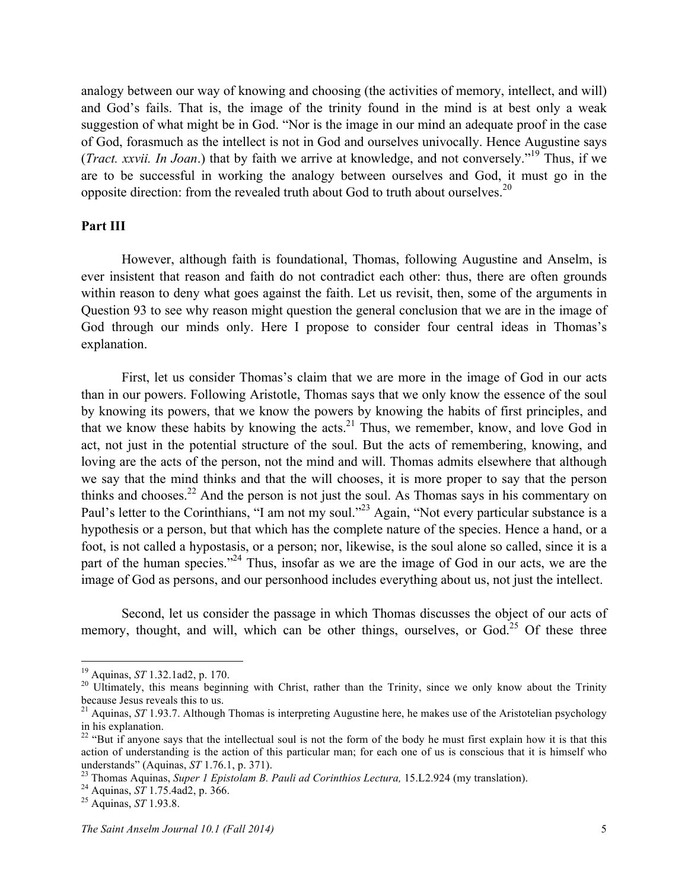analogy between our way of knowing and choosing (the activities of memory, intellect, and will) and God's fails. That is, the image of the trinity found in the mind is at best only a weak suggestion of what might be in God. "Nor is the image in our mind an adequate proof in the case of God, forasmuch as the intellect is not in God and ourselves univocally. Hence Augustine says (*Tract. xxvii. In Joan*.) that by faith we arrive at knowledge, and not conversely."[19] Thus, if we are to be successful in working the analogy between ourselves and God, it must go in the opposite direction: from the revealed truth about God to truth about ourselves.[20]

## Part III

However, although faith is foundational, Thomas, following Augustine and Anselm, is ever insistent that reason and faith do not contradict each other: thus, there are often grounds within reason to deny what goes against the faith. Let us revisit, then, some of the arguments in Question 93 to see why reason might question the general conclusion that we are in the image of God through our minds only. Here I propose to consider four central ideas in Thomas's explanation.

First, let us consider Thomas's claim that we are more in the image of God in our acts than in our powers. Following Aristotle, Thomas says that we only know the essence of the soul by knowing its powers, that we know the powers by knowing the habits of first principles, and that we know these habits by knowing the acts.[21] Thus, we remember, know, and love God in act, not just in the potential structure of the soul. But the acts of remembering, knowing, and loving are the acts of the person, not the mind and will. Thomas admits elsewhere that although we say that the mind thinks and that the will chooses, it is more proper to say that the person thinks and chooses.[22] And the person is not just the soul. As Thomas says in his commentary on Paul's letter to the Corinthians, "I am not my soul."[23] Again, "Not every particular substance is a hypothesis or a person, but that which has the complete nature of the species. Hence a hand, or a foot, is not called a hypostasis, or a person; nor, likewise, is the soul alone so called, since it is a part of the human species."[24] Thus, insofar as we are the image of God in our acts, we are the image of God as persons, and our personhood includes everything about us, not just the intellect.

Second, let us consider the passage in which Thomas discusses the object of our acts of memory, thought, and will, which can be other things, ourselves, or God.[25] Of these three

---

[19] Aquinas, *ST* 1.32.1ad2, p. 170.

[20] Ultimately, this means beginning with Christ, rather than the Trinity, since we only know about the Trinity because Jesus reveals this to us.

[21] Aquinas, *ST* 1.93.7. Although Thomas is interpreting Augustine here, he makes use of the Aristotelian psychology in his explanation.

[22] "But if anyone says that the intellectual soul is not the form of the body he must first explain how it is that this action of understanding is the action of this particular man; for each one of us is conscious that it is himself who understands" (Aquinas, *ST* 1.76.1, p. 371).

[23] Thomas Aquinas, *Super 1 Epistolam B. Pauli ad Corinthios Lectura,* 15.L2.924 (my translation).

[24] Aquinas, *ST* 1.75.4ad2, p. 366.

[25] Aquinas, *ST* 1.93.8.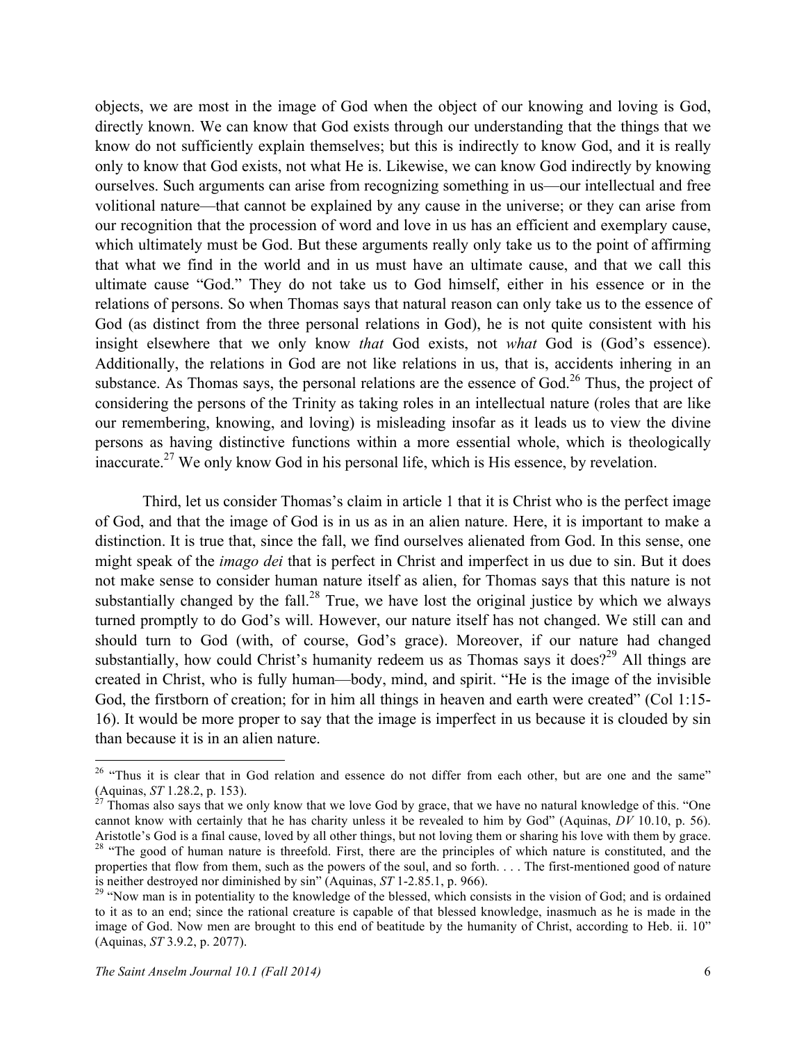objects, we are most in the image of God when the object of our knowing and loving is God, directly known. We can know that God exists through our understanding that the things that we know do not sufficiently explain themselves; but this is indirectly to know God, and it is really only to know that God exists, not what He is. Likewise, we can know God indirectly by knowing ourselves. Such arguments can arise from recognizing something in us—our intellectual and free volitional nature—that cannot be explained by any cause in the universe; or they can arise from our recognition that the procession of word and love in us has an efficient and exemplary cause, which ultimately must be God. But these arguments really only take us to the point of affirming that what we find in the world and in us must have an ultimate cause, and that we call this ultimate cause "God." They do not take us to God himself, either in his essence or in the relations of persons. So when Thomas says that natural reason can only take us to the essence of God (as distinct from the three personal relations in God), he is not quite consistent with his insight elsewhere that we only know *that* God exists, not *what* God is (God's essence). Additionally, the relations in God are not like relations in us, that is, accidents inhering in an substance. As Thomas says, the personal relations are the essence of God.[26] Thus, the project of considering the persons of the Trinity as taking roles in an intellectual nature (roles that are like our remembering, knowing, and loving) is misleading insofar as it leads us to view the divine persons as having distinctive functions within a more essential whole, which is theologically inaccurate.[27] We only know God in his personal life, which is His essence, by revelation.

Third, let us consider Thomas's claim in article 1 that it is Christ who is the perfect image of God, and that the image of God is in us as in an alien nature. Here, it is important to make a distinction. It is true that, since the fall, we find ourselves alienated from God. In this sense, one might speak of the *imago dei* that is perfect in Christ and imperfect in us due to sin. But it does not make sense to consider human nature itself as alien, for Thomas says that this nature is not substantially changed by the fall.[28] True, we have lost the original justice by which we always turned promptly to do God's will. However, our nature itself has not changed. We still can and should turn to God (with, of course, God's grace). Moreover, if our nature had changed substantially, how could Christ's humanity redeem us as Thomas says it does?[29] All things are created in Christ, who is fully human—body, mind, and spirit. "He is the image of the invisible God, the firstborn of creation; for in him all things in heaven and earth were created" (Col 1:15-16). It would be more proper to say that the image is imperfect in us because it is clouded by sin than because it is in an alien nature.

---

[26] "Thus it is clear that in God relation and essence do not differ from each other, but are one and the same" (Aquinas, *ST* 1.28.2, p. 153).

[27] Thomas also says that we only know that we love God by grace, that we have no natural knowledge of this. "One cannot know with certainly that he has charity unless it be revealed to him by God" (Aquinas, *DV* 10.10, p. 56). Aristotle's God is a final cause, loved by all other things, but not loving them or sharing his love with them by grace.

[28] "The good of human nature is threefold. First, there are the principles of which nature is constituted, and the properties that flow from them, such as the powers of the soul, and so forth. . . . The first-mentioned good of nature is neither destroyed nor diminished by sin" (Aquinas, *ST* 1-2.85.1, p. 966).

[29] "Now man is in potentiality to the knowledge of the blessed, which consists in the vision of God; and is ordained to it as to an end; since the rational creature is capable of that blessed knowledge, inasmuch as he is made in the image of God. Now men are brought to this end of beatitude by the humanity of Christ, according to Heb. ii. 10" (Aquinas, *ST* 3.9.2, p. 2077).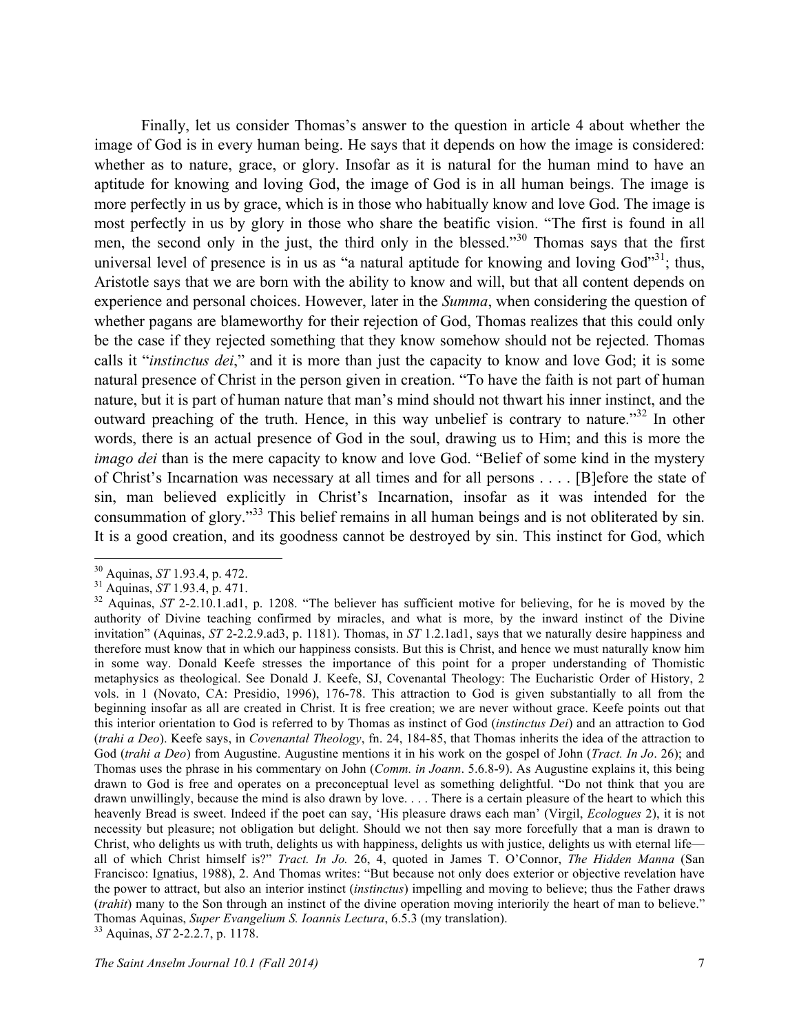Finally, let us consider Thomas's answer to the question in article 4 about whether the image of God is in every human being. He says that it depends on how the image is considered: whether as to nature, grace, or glory. Insofar as it is natural for the human mind to have an aptitude for knowing and loving God, the image of God is in all human beings. The image is more perfectly in us by grace, which is in those who habitually know and love God. The image is most perfectly in us by glory in those who share the beatific vision. "The first is found in all men, the second only in the just, the third only in the blessed."[30] Thomas says that the first universal level of presence is in us as "a natural aptitude for knowing and loving God"[31]; thus, Aristotle says that we are born with the ability to know and will, but that all content depends on experience and personal choices. However, later in the *Summa*, when considering the question of whether pagans are blameworthy for their rejection of God, Thomas realizes that this could only be the case if they rejected something that they know somehow should not be rejected. Thomas calls it "*instinctus dei*," and it is more than just the capacity to know and love God; it is some natural presence of Christ in the person given in creation. "To have the faith is not part of human nature, but it is part of human nature that man's mind should not thwart his inner instinct, and the outward preaching of the truth. Hence, in this way unbelief is contrary to nature."[32] In other words, there is an actual presence of God in the soul, drawing us to Him; and this is more the *imago dei* than is the mere capacity to know and love God. "Belief of some kind in the mystery of Christ's Incarnation was necessary at all times and for all persons . . . . [B]efore the state of sin, man believed explicitly in Christ's Incarnation, insofar as it was intended for the consummation of glory."[33] This belief remains in all human beings and is not obliterated by sin. It is a good creation, and its goodness cannot be destroyed by sin. This instinct for God, which

---

[30] Aquinas, *ST* 1.93.4, p. 472.

[31] Aquinas, *ST* 1.93.4, p. 471.

[32] Aquinas, *ST* 2-2.10.1.ad1, p. 1208. "The believer has sufficient motive for believing, for he is moved by the authority of Divine teaching confirmed by miracles, and what is more, by the inward instinct of the Divine invitation" (Aquinas, *ST* 2-2.2.9.ad3, p. 1181). Thomas, in *ST* 1.2.1ad1, says that we naturally desire happiness and therefore must know that in which our happiness consists. But this is Christ, and hence we must naturally know him in some way. Donald Keefe stresses the importance of this point for a proper understanding of Thomistic metaphysics as theological. See Donald J. Keefe, SJ, Covenantal Theology: The Eucharistic Order of History, 2 vols. in 1 (Novato, CA: Presidio, 1996), 176-78. This attraction to God is given substantially to all from the beginning insofar as all are created in Christ. It is free creation; we are never without grace. Keefe points out that this interior orientation to God is referred to by Thomas as instinct of God (*instinctus Dei*) and an attraction to God (*trahi a Deo*). Keefe says, in *Covenantal Theology*, fn. 24, 184-85, that Thomas inherits the idea of the attraction to God (*trahi a Deo*) from Augustine. Augustine mentions it in his work on the gospel of John (*Tract. In Jo*. 26); and Thomas uses the phrase in his commentary on John (*Comm. in Joann*. 5.6.8-9). As Augustine explains it, this being drawn to God is free and operates on a preconceptual level as something delightful. "Do not think that you are drawn unwillingly, because the mind is also drawn by love. . . . There is a certain pleasure of the heart to which this heavenly Bread is sweet. Indeed if the poet can say, 'His pleasure draws each man' (Virgil, *Ecologues* 2), it is not necessity but pleasure; not obligation but delight. Should we not then say more forcefully that a man is drawn to Christ, who delights us with truth, delights us with happiness, delights us with justice, delights us with eternal life—all of which Christ himself is?" *Tract. In Jo.* 26, 4, quoted in James T. O'Connor, *The Hidden Manna* (San Francisco: Ignatius, 1988), 2. And Thomas writes: "But because not only does exterior or objective revelation have the power to attract, but also an interior instinct (*instinctus*) impelling and moving to believe; thus the Father draws (*trahit*) many to the Son through an instinct of the divine operation moving interiorily the heart of man to believe." Thomas Aquinas, *Super Evangelium S. Ioannis Lectura*, 6.5.3 (my translation).

[33] Aquinas, *ST* 2-2.2.7, p. 1178.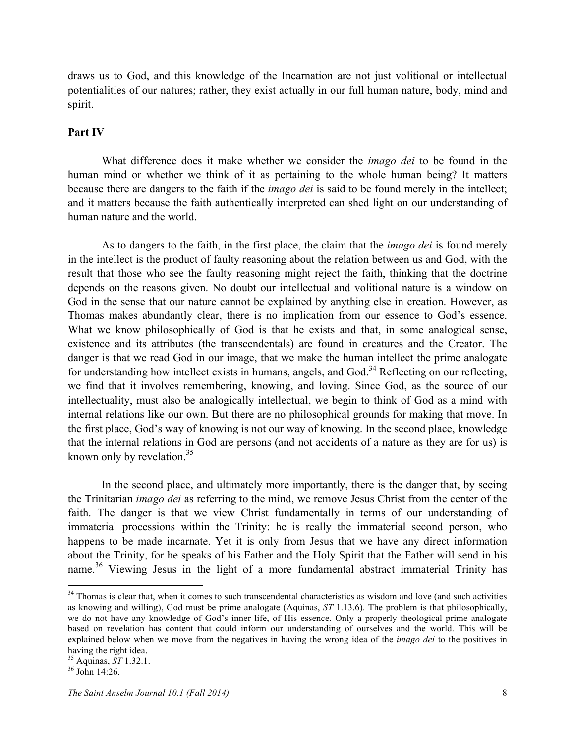draws us to God, and this knowledge of the Incarnation are not just volitional or intellectual potentialities of our natures; rather, they exist actually in our full human nature, body, mind and spirit.

**Part IV**

What difference does it make whether we consider the *imago dei* to be found in the human mind or whether we think of it as pertaining to the whole human being? It matters because there are dangers to the faith if the *imago dei* is said to be found merely in the intellect; and it matters because the faith authentically interpreted can shed light on our understanding of human nature and the world.

As to dangers to the faith, in the first place, the claim that the *imago dei* is found merely in the intellect is the product of faulty reasoning about the relation between us and God, with the result that those who see the faulty reasoning might reject the faith, thinking that the doctrine depends on the reasons given. No doubt our intellectual and volitional nature is a window on God in the sense that our nature cannot be explained by anything else in creation. However, as Thomas makes abundantly clear, there is no implication from our essence to God's essence. What we know philosophically of God is that he exists and that, in some analogical sense, existence and its attributes (the transcendentals) are found in creatures and the Creator. The danger is that we read God in our image, that we make the human intellect the prime analogate for understanding how intellect exists in humans, angels, and God.[34] Reflecting on our reflecting, we find that it involves remembering, knowing, and loving. Since God, as the source of our intellectuality, must also be analogically intellectual, we begin to think of God as a mind with internal relations like our own. But there are no philosophical grounds for making that move. In the first place, God's way of knowing is not our way of knowing. In the second place, knowledge that the internal relations in God are persons (and not accidents of a nature as they are for us) is known only by revelation.[35]

In the second place, and ultimately more importantly, there is the danger that, by seeing the Trinitarian *imago dei* as referring to the mind, we remove Jesus Christ from the center of the faith. The danger is that we view Christ fundamentally in terms of our understanding of immaterial processions within the Trinity: he is really the immaterial second person, who happens to be made incarnate. Yet it is only from Jesus that we have any direct information about the Trinity, for he speaks of his Father and the Holy Spirit that the Father will send in his name.[36] Viewing Jesus in the light of a more fundamental abstract immaterial Trinity has

---

[34] Thomas is clear that, when it comes to such transcendental characteristics as wisdom and love (and such activities as knowing and willing), God must be prime analogate (Aquinas, *ST* 1.13.6). The problem is that philosophically, we do not have any knowledge of God's inner life, of His essence. Only a properly theological prime analogate based on revelation has content that could inform our understanding of ourselves and the world. This will be explained below when we move from the negatives in having the wrong idea of the *imago dei* to the positives in having the right idea.

[35] Aquinas, *ST* 1.32.1.

[36] John 14:26.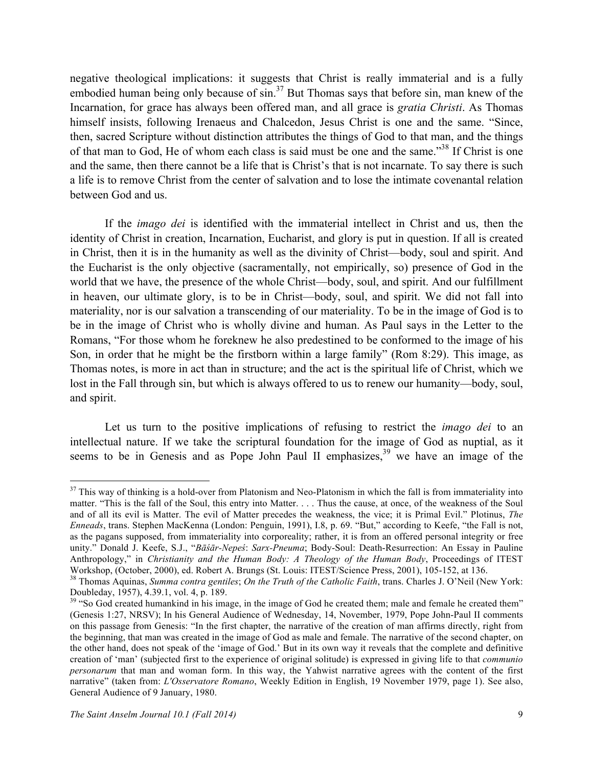negative theological implications: it suggests that Christ is really immaterial and is a fully embodied human being only because of sin.[37] But Thomas says that before sin, man knew of the Incarnation, for grace has always been offered man, and all grace is *gratia Christi*. As Thomas himself insists, following Irenaeus and Chalcedon, Jesus Christ is one and the same. "Since, then, sacred Scripture without distinction attributes the things of God to that man, and the things of that man to God, He of whom each class is said must be one and the same."[38] If Christ is one and the same, then there cannot be a life that is Christ's that is not incarnate. To say there is such a life is to remove Christ from the center of salvation and to lose the intimate covenantal relation between God and us.

If the *imago dei* is identified with the immaterial intellect in Christ and us, then the identity of Christ in creation, Incarnation, Eucharist, and glory is put in question. If all is created in Christ, then it is in the humanity as well as the divinity of Christ—body, soul and spirit. And the Eucharist is the only objective (sacramentally, not empirically, so) presence of God in the world that we have, the presence of the whole Christ—body, soul, and spirit. And our fulfillment in heaven, our ultimate glory, is to be in Christ—body, soul, and spirit. We did not fall into materiality, nor is our salvation a transcending of our materiality. To be in the image of God is to be in the image of Christ who is wholly divine and human. As Paul says in the Letter to the Romans, "For those whom he foreknew he also predestined to be conformed to the image of his Son, in order that he might be the firstborn within a large family" (Rom 8:29). This image, as Thomas notes, is more in act than in structure; and the act is the spiritual life of Christ, which we lost in the Fall through sin, but which is always offered to us to renew our humanity—body, soul, and spirit.

Let us turn to the positive implications of refusing to restrict the *imago dei* to an intellectual nature. If we take the scriptural foundation for the image of God as nuptial, as it seems to be in Genesis and as Pope John Paul II emphasizes,[39] we have an image of the

---

[37] This way of thinking is a hold-over from Platonism and Neo-Platonism in which the fall is from immateriality into matter. "This is the fall of the Soul, this entry into Matter. . . . Thus the cause, at once, of the weakness of the Soul and of all its evil is Matter. The evil of Matter precedes the weakness, the vice; it is Primal Evil." Plotinus, *The Enneads*, trans. Stephen MacKenna (London: Penguin, 1991), I.8, p. 69. "But," according to Keefe, "the Fall is not, as the pagans supposed, from immateriality into corporeality; rather, it is from an offered personal integrity or free unity." Donald J. Keefe, S.J., "*Bāśār-Nepeś*: *Sarx-Pneuma*; Body-Soul: Death-Resurrection: An Essay in Pauline Anthropology," in *Christianity and the Human Body: A Theology of the Human Body*, Proceedings of ITEST Workshop, (October, 2000), ed. Robert A. Brungs (St. Louis: ITEST/Science Press, 2001), 105-152, at 136.

[38] Thomas Aquinas, *Summa contra gentiles*; *On the Truth of the Catholic Faith*, trans. Charles J. O'Neil (New York: Doubleday, 1957), 4.39.1, vol. 4, p. 189.

[39] "So God created humankind in his image, in the image of God he created them; male and female he created them" (Genesis 1:27, NRSV); In his General Audience of Wednesday, 14, November, 1979, Pope John-Paul II comments on this passage from Genesis: "In the first chapter, the narrative of the creation of man affirms directly, right from the beginning, that man was created in the image of God as male and female. The narrative of the second chapter, on the other hand, does not speak of the 'image of God.' But in its own way it reveals that the complete and definitive creation of 'man' (subjected first to the experience of original solitude) is expressed in giving life to that *communio personarum* that man and woman form. In this way, the Yahwist narrative agrees with the content of the first narrative" (taken from: *L'Osservatore Romano*, Weekly Edition in English, 19 November 1979, page 1). See also, General Audience of 9 January, 1980.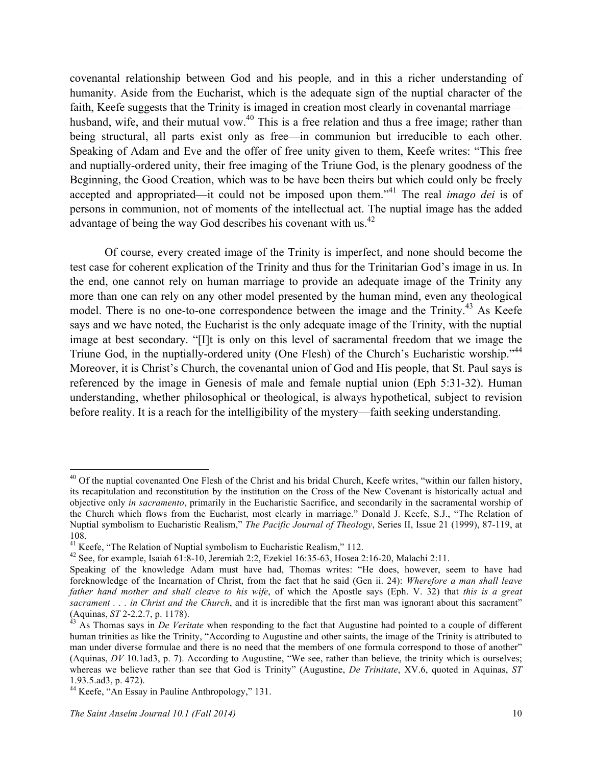covenantal relationship between God and his people, and in this a richer understanding of humanity. Aside from the Eucharist, which is the adequate sign of the nuptial character of the faith, Keefe suggests that the Trinity is imaged in creation most clearly in covenantal marriage—husband, wife, and their mutual vow.[40] This is a free relation and thus a free image; rather than being structural, all parts exist only as free—in communion but irreducible to each other. Speaking of Adam and Eve and the offer of free unity given to them, Keefe writes: "This free and nuptially-ordered unity, their free imaging of the Triune God, is the plenary goodness of the Beginning, the Good Creation, which was to be have been theirs but which could only be freely accepted and appropriated—it could not be imposed upon them."[41] The real *imago dei* is of persons in communion, not of moments of the intellectual act. The nuptial image has the added advantage of being the way God describes his covenant with us.[42]

Of course, every created image of the Trinity is imperfect, and none should become the test case for coherent explication of the Trinity and thus for the Trinitarian God's image in us. In the end, one cannot rely on human marriage to provide an adequate image of the Trinity any more than one can rely on any other model presented by the human mind, even any theological model. There is no one-to-one correspondence between the image and the Trinity.[43] As Keefe says and we have noted, the Eucharist is the only adequate image of the Trinity, with the nuptial image at best secondary. "[I]t is only on this level of sacramental freedom that we image the Triune God, in the nuptially-ordered unity (One Flesh) of the Church's Eucharistic worship."[44] Moreover, it is Christ's Church, the covenantal union of God and His people, that St. Paul says is referenced by the image in Genesis of male and female nuptial union (Eph 5:31-32). Human understanding, whether philosophical or theological, is always hypothetical, subject to revision before reality. It is a reach for the intelligibility of the mystery—faith seeking understanding.

---

[40] Of the nuptial covenanted One Flesh of the Christ and his bridal Church, Keefe writes, "within our fallen history, its recapitulation and reconstitution by the institution on the Cross of the New Covenant is historically actual and objective only *in sacramento*, primarily in the Eucharistic Sacrifice, and secondarily in the sacramental worship of the Church which flows from the Eucharist, most clearly in marriage." Donald J. Keefe, S.J., "The Relation of Nuptial symbolism to Eucharistic Realism," *The Pacific Journal of Theology*, Series II, Issue 21 (1999), 87-119, at 108.

[41] Keefe, "The Relation of Nuptial symbolism to Eucharistic Realism," 112.

[42] See, for example, Isaiah 61:8-10, Jeremiah 2:2, Ezekiel 16:35-63, Hosea 2:16-20, Malachi 2:11.
Speaking of the knowledge Adam must have had, Thomas writes: "He does, however, seem to have had foreknowledge of the Incarnation of Christ, from the fact that he said (Gen ii. 24): *Wherefore a man shall leave father hand mother and shall cleave to his wife*, of which the Apostle says (Eph. V. 32) that *this is a great sacrament . . . in Christ and the Church*, and it is incredible that the first man was ignorant about this sacrament" (Aquinas, *ST* 2-2.2.7, p. 1178).

[43] As Thomas says in *De Veritate* when responding to the fact that Augustine had pointed to a couple of different human trinities as like the Trinity, "According to Augustine and other saints, the image of the Trinity is attributed to man under diverse formulae and there is no need that the members of one formula correspond to those of another" (Aquinas, *DV* 10.1ad3, p. 7). According to Augustine, "We see, rather than believe, the trinity which is ourselves; whereas we believe rather than see that God is Trinity" (Augustine, *De Trinitate*, XV.6, quoted in Aquinas, *ST* 1.93.5.ad3, p. 472).

[44] Keefe, "An Essay in Pauline Anthropology," 131.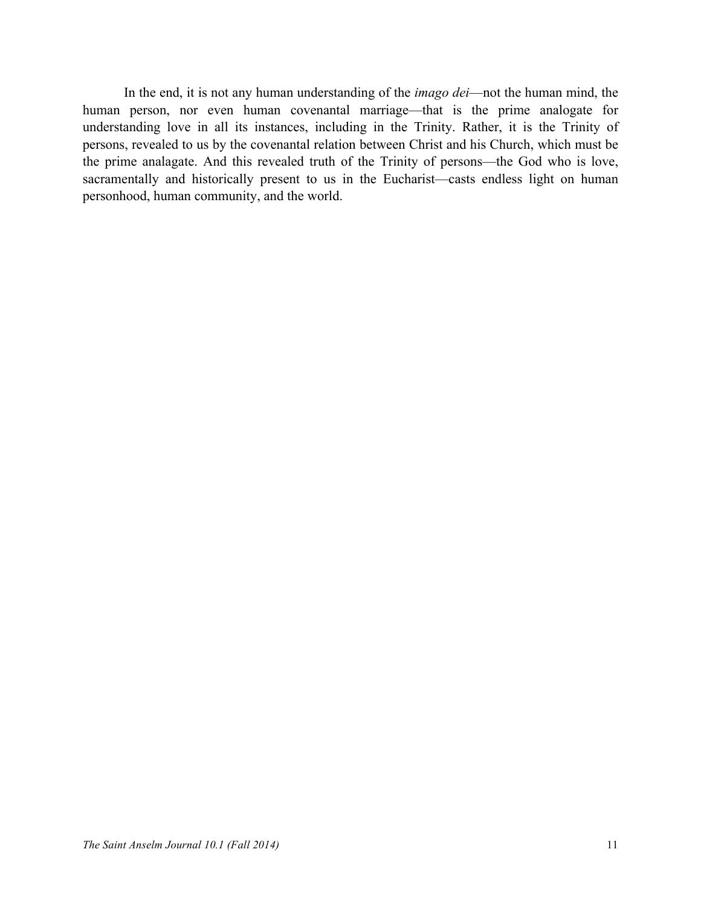In the end, it is not any human understanding of the *imago dei*—not the human mind, the human person, nor even human covenantal marriage—that is the prime analogate for understanding love in all its instances, including in the Trinity. Rather, it is the Trinity of persons, revealed to us by the covenantal relation between Christ and his Church, which must be the prime analagate. And this revealed truth of the Trinity of persons—the God who is love, sacramentally and historically present to us in the Eucharist—casts endless light on human personhood, human community, and the world.